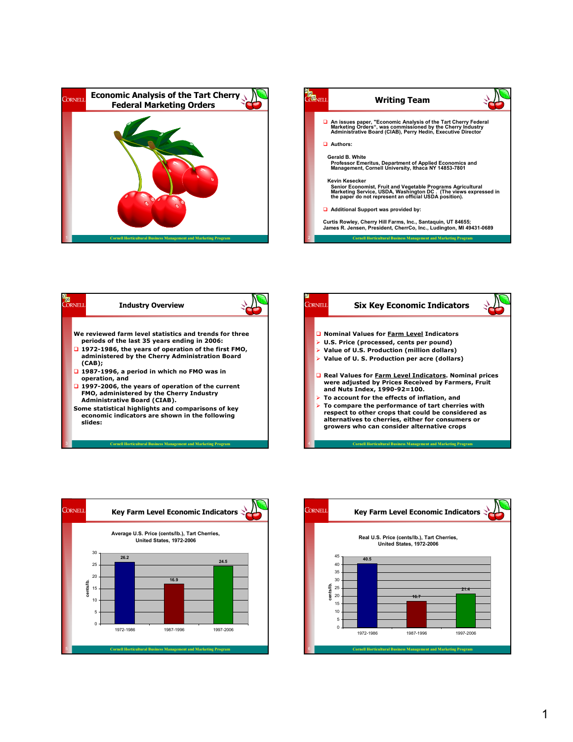# Economic Analysis of the Tart Cherry Federal Marketing Orders

## Writing Team

- An issues paper, "Economic Analysis of the Tart Cherry Federal Marketing Orders", was commissioned by the Cherry Industry Administrative Board (CIAB), Perry Hedin, Executive Director
- Authors:

  Gerald B. White
  Professor Emeritus, Department of Applied Economics and Management, Cornell University, Ithaca NY 14853-7801

  Kevin Kesecker
  Senior Economist, Fruit and Vegetable Programs Agricultural Marketing Service, USDA, Washington DC . (The views expressed in the paper do not represent an official USDA position).

- Additional Support was provided by:

Curtis Rowley, Cherry Hill Farms, Inc., Santaquin, UT 84655;
James R. Jensen, President, CherrCo, Inc., Ludington, MI 49431-0689

## Industry Overview

We reviewed farm level statistics and trends for three periods of the last 35 years ending in 2006:

- 1972-1986, the years of operation of the first FMO, administered by the Cherry Administration Board (CAB);
- 1987-1996, a period in which no FMO was in operation, and
- 1997-2006, the years of operation of the current FMO, administered by the Cherry Industry Administrative Board (CIAB).

Some statistical highlights and comparisons of key economic indicators are shown in the following slides:

## Six Key Economic Indicators

- Nominal Values for <u>Farm Level</u> Indicators
  - U.S. Price (processed, cents per pound)
  - Value of U.S. Production (million dollars)
  - Value of U. S. Production per acre (dollars)
- Real Values for <u>Farm Level Indicators</u>. Nominal prices were adjusted by Prices Received by Farmers, Fruit and Nuts Index, 1990-92=100.
  - To account for the effects of inflation, and
  - To compare the performance of tart cherries with respect to other crops that could be considered as alternatives to cherries, either for consumers or growers who can consider alternative crops

## Key Farm Level Economic Indicators

Average U.S. Price (cents/lb.), Tart Cherries, United States, 1972-2006

| Period | cents/lb. |
| --- | --- |
| 1972-1986 | 26.2 |
| 1987-1996 | 16.9 |
| 1997-2006 | 24.5 |

## Key Farm Level Economic Indicators

Real U.S. Price (cents/lb.), Tart Cherries, United States, 1972-2006

| Period | cents/lb. |
| --- | --- |
| 1972-1986 | 40.5 |
| 1987-1996 | 16.7 |
| 1997-2006 | 21.4 |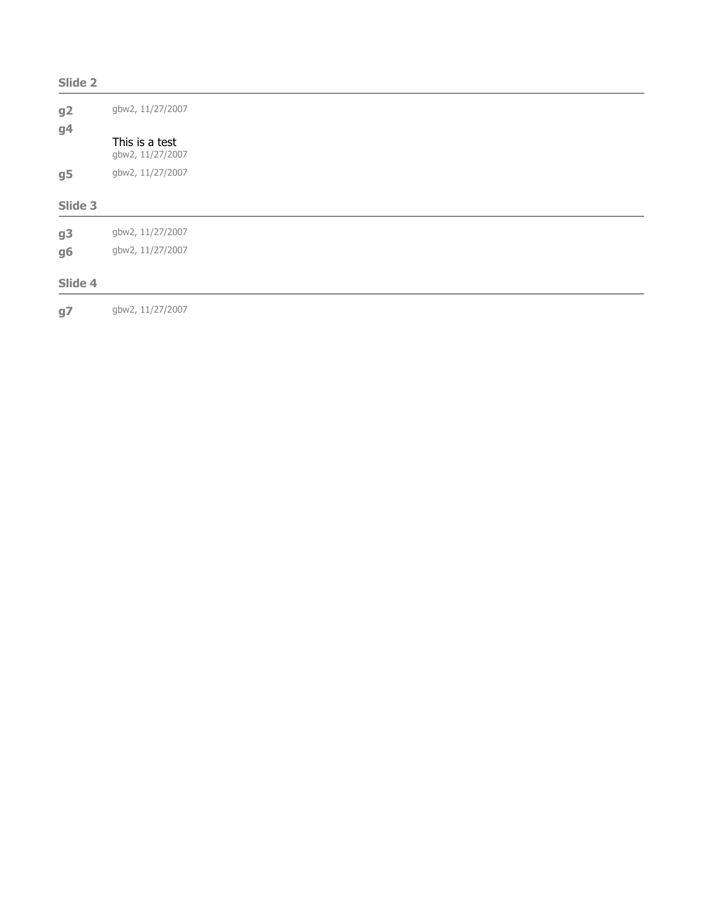## Slide 2

**g2** gbw2, 11/27/2007

**g4**

This is a test
gbw2, 11/27/2007

**g5** gbw2, 11/27/2007

## Slide 3

**g3** gbw2, 11/27/2007

**g6** gbw2, 11/27/2007

## Slide 4

**g7** gbw2, 11/27/2007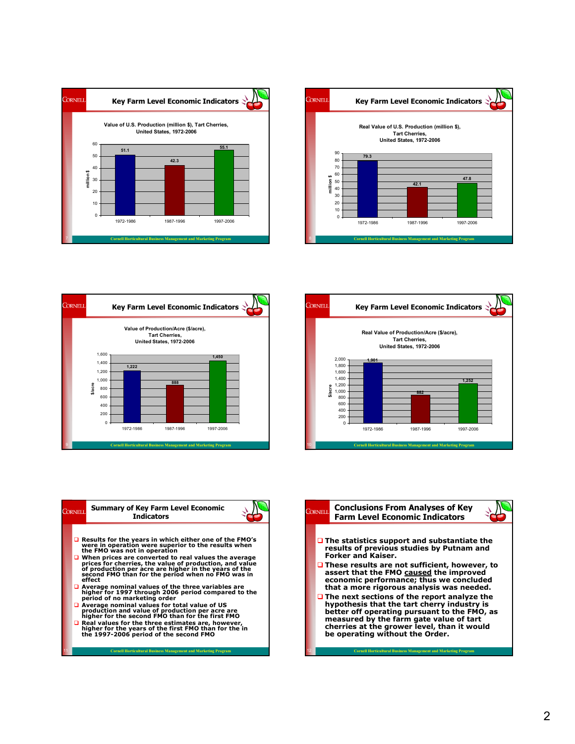## Key Farm Level Economic Indicators

**Value of U.S. Production (million $), Tart Cherries, United States, 1972-2006**

| Period | million $ |
| --- | --- |
| 1972-1986 | 51.1 |
| 1987-1996 | 42.3 |
| 1997-2006 | 55.1 |

## Key Farm Level Economic Indicators

**Real Value of U.S. Production (million $), Tart Cherries, United States, 1972-2006**

| Period | million $ |
| --- | --- |
| 1972-1986 | 79.3 |
| 1987-1996 | 42.1 |
| 1997-2006 | 47.8 |

## Key Farm Level Economic Indicators

**Value of Production/Acre ($/acre), Tart Cherries, United States, 1972-2006**

| Period | $/acre |
| --- | --- |
| 1972-1986 | 1,222 |
| 1987-1996 | 888 |
| 1997-2006 | 1,450 |

## Key Farm Level Economic Indicators

**Real Value of Production/Acre ($/acre), Tart Cherries, United States, 1972-2006**

| Period | $/acre |
| --- | --- |
| 1972-1986 | 1,901 |
| 1987-1996 | 882 |
| 1997-2006 | 1,252 |

## Summary of Key Farm Level Economic Indicators

- Results for the years in which either one of the FMO's were in operation were superior to the results when the FMO was not in operation
- When prices are converted to real values the average prices for cherries, the value of production, and value of production per acre are higher in the years of the second FMO than for the period when no FMO was in effect
- Average nominal values of the three variables are higher for 1997 through 2006 period compared to the period of no marketing order
- Average nominal values for total value of US production and value of production per acre are higher for the second FMO than for the first FMO
- Real values for the three estimates are, however, higher for the years of the first FMO than for the in the 1997-2006 period of the second FMO

## Conclusions From Analyses of Key Farm Level Economic Indicators

- The statistics support and substantiate the results of previous studies by Putnam and Forker and Kaiser.
- These results are not sufficient, however, to assert that the FMO caused the improved economic performance; thus we concluded that a more rigorous analysis was needed.
- The next sections of the report analyze the hypothesis that the tart cherry industry is better off operating pursuant to the FMO, as measured by the farm gate value of tart cherries at the grower level, than it would be operating without the Order.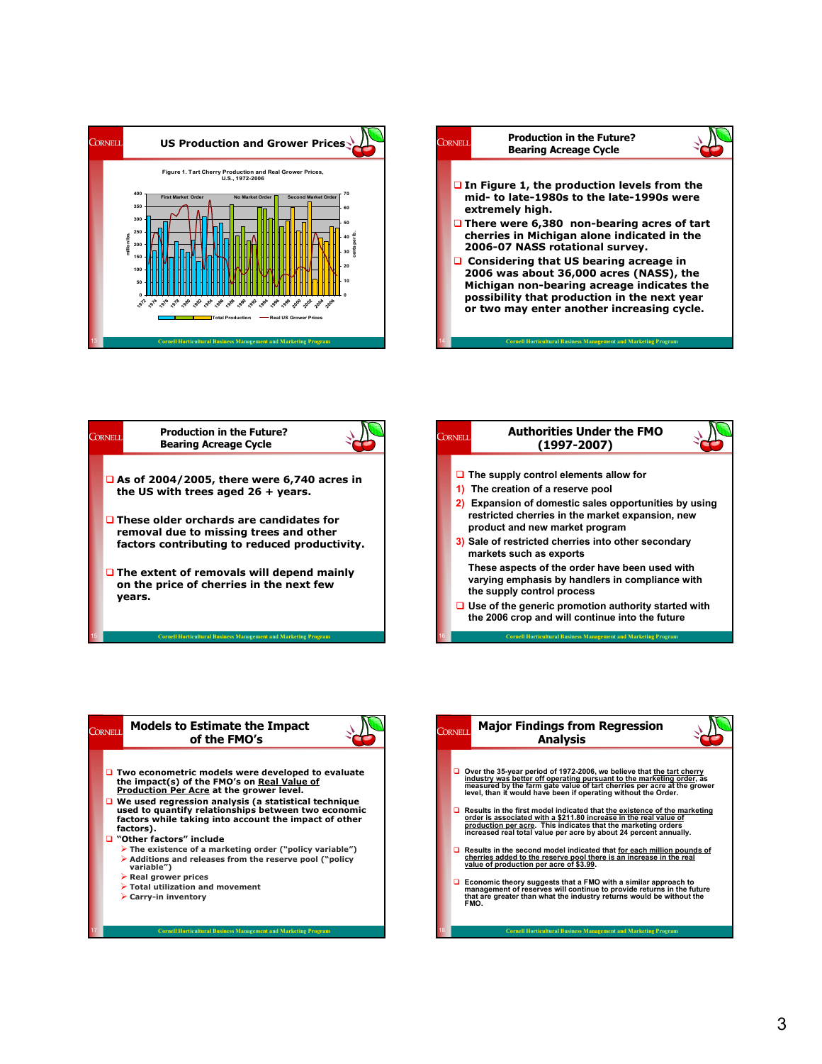## US Production and Grower Prices

Figure 1. Tart Cherry Production and Real Grower Prices, U.S., 1972-2006

First Market Order | No Market Order | Second Market Order

Total Production — Real US Grower Prices

---

## Production in the Future? Bearing Acreage Cycle

- In Figure 1, the production levels from the mid- to late-1980s to the late-1990s were extremely high.
- There were 6,380 non-bearing acres of tart cherries in Michigan alone indicated in the 2006-07 NASS rotational survey.
- Considering that US bearing acreage in 2006 was about 36,000 acres (NASS), the Michigan non-bearing acreage indicates the possibility that production in the next year or two may enter another increasing cycle.

---

## Production in the Future? Bearing Acreage Cycle

- As of 2004/2005, there were 6,740 acres in the US with trees aged 26 + years.
- These older orchards are candidates for removal due to missing trees and other factors contributing to reduced productivity.
- The extent of removals will depend mainly on the price of cherries in the next few years.

---

## Authorities Under the FMO (1997-2007)

- The supply control elements allow for
  1) The creation of a reserve pool
  2) Expansion of domestic sales opportunities by using restricted cherries in the market expansion, new product and new market program
  3) Sale of restricted cherries into other secondary markets such as exports

  These aspects of the order have been used with varying emphasis by handlers in compliance with the supply control process
- Use of the generic promotion authority started with the 2006 crop and will continue into the future

---

## Models to Estimate the Impact of the FMO's

- Two econometric models were developed to evaluate the impact(s) of the FMO's on Real Value of Production Per Acre at the grower level.
- We used regression analysis (a statistical technique used to quantify relationships between two economic factors while taking into account the impact of other factors).
- "Other factors" include
  - The existence of a marketing order ("policy variable")
  - Additions and releases from the reserve pool ("policy variable")
  - Real grower prices
  - Total utilization and movement
  - Carry-in inventory

---

## Major Findings from Regression Analysis

- Over the 35-year period of 1972-2006, we believe that the tart cherry industry was better off operating pursuant to the marketing order, as measured by the farm gate value of tart cherries per acre at the grower level, than it would have been if operating without the Order.
- Results in the first model indicated that the existence of the marketing order is associated with a $211.80 increase in the real value of production per acre. This indicates that the marketing orders increased real total value per acre by about 24 percent annually.
- Results in the second model indicated that for each million pounds of cherries added to the reserve pool there is an increase in the real value of production per acre of $3.99.
- Economic theory suggests that a FMO with a similar approach to management of reserves will continue to provide returns in the future that are greater than what the industry returns would be without the FMO.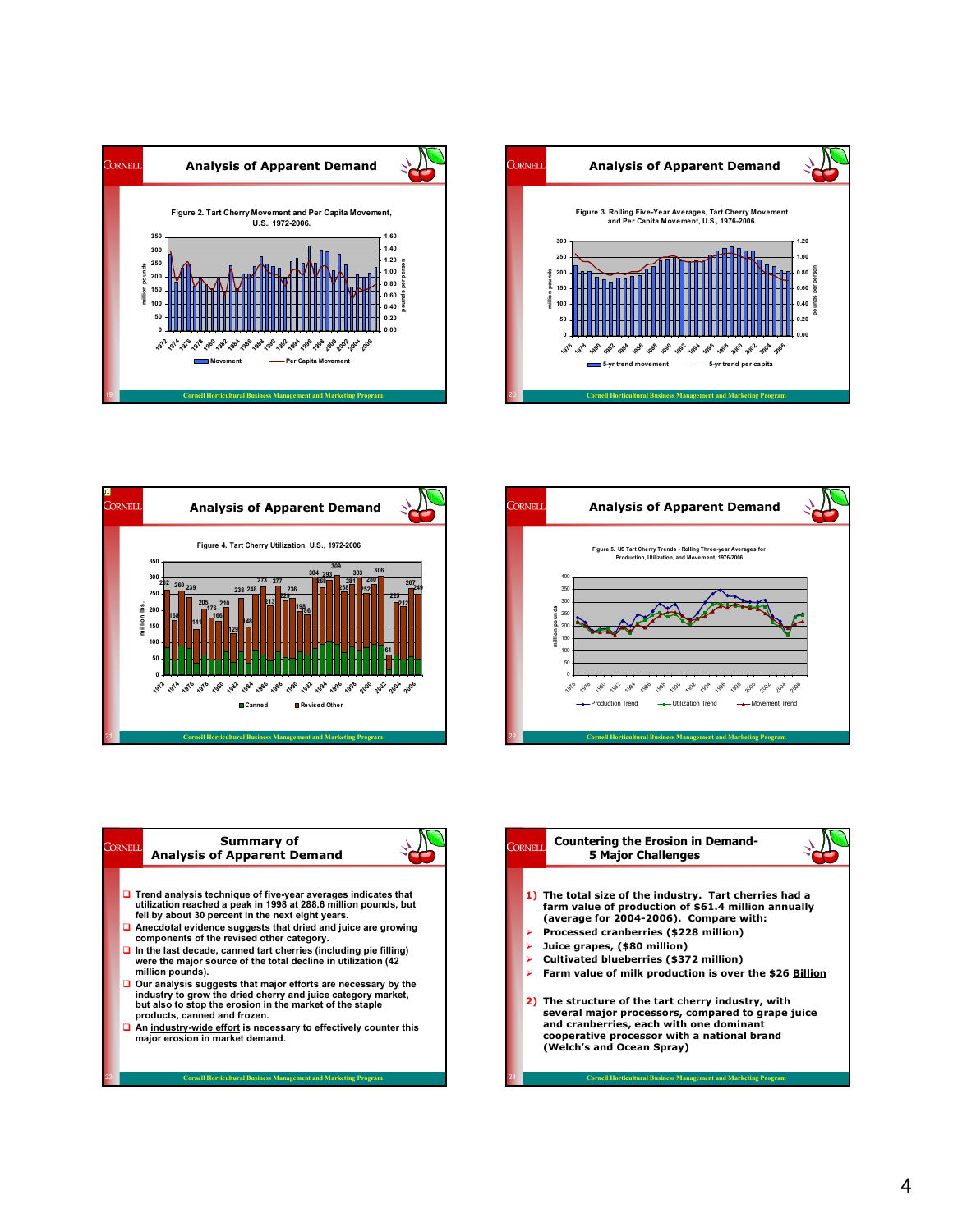## Analysis of Apparent Demand

Figure 2. Tart Cherry Movement and Per Capita Movement, U.S., 1972-2006.

## Analysis of Apparent Demand

Figure 3. Rolling Five-Year Averages, Tart Cherry Movement and Per Capita Movement, U.S., 1976-2006.

## Analysis of Apparent Demand

Figure 4. Tart Cherry Utilization, U.S., 1972-2006

## Analysis of Apparent Demand

Figure 5. US Tart Cherry Trends - Rolling Three-year Averages for Production, Utilization, and Movement, 1976-2006

## Summary of Analysis of Apparent Demand

- Trend analysis technique of five-year averages indicates that utilization reached a peak in 1998 at 288.6 million pounds, but fell by about 30 percent in the next eight years.
- Anecdotal evidence suggests that dried and juice are growing components of the revised other category.
- In the last decade, canned tart cherries (including pie filling) were the major source of the total decline in utilization (42 million pounds).
- Our analysis suggests that major efforts are necessary by the industry to grow the dried cherry and juice category market, but also to stop the erosion in the market of the staple products, canned and frozen.
- An industry-wide effort is necessary to effectively counter this major erosion in market demand.

## Countering the Erosion in Demand- 5 Major Challenges

1) The total size of the industry. Tart cherries had a farm value of production of $61.4 million annually (average for 2004-2006). Compare with:

- Processed cranberries ($228 million)
- Juice grapes, ($80 million)
- Cultivated blueberries ($372 million)
- Farm value of milk production is over the $26 Billion

2) The structure of the tart cherry industry, with several major processors, compared to grape juice and cranberries, each with one dominant cooperative processor with a national brand (Welch's and Ocean Spray)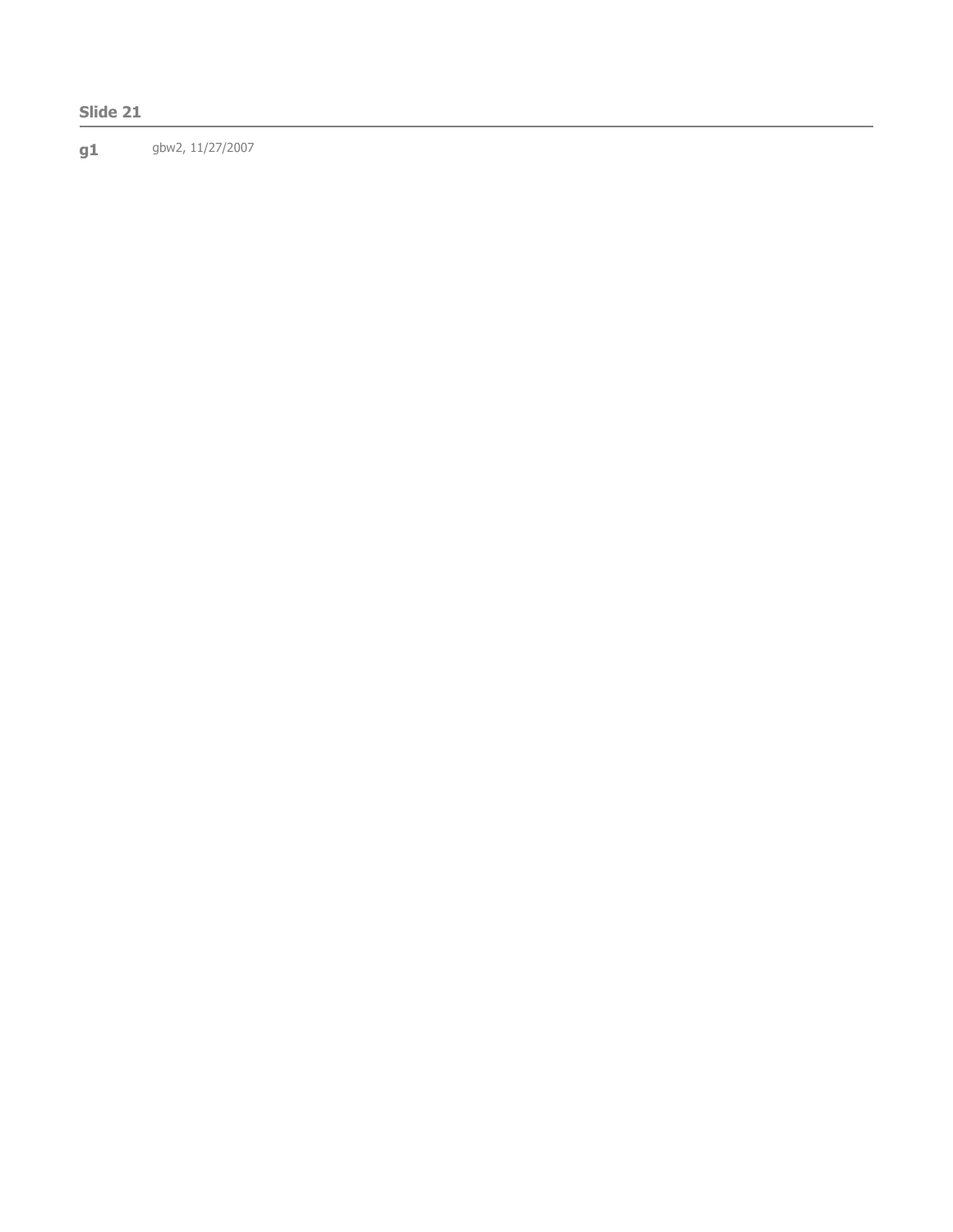**Slide 21**

---

**g1** gbw2, 11/27/2007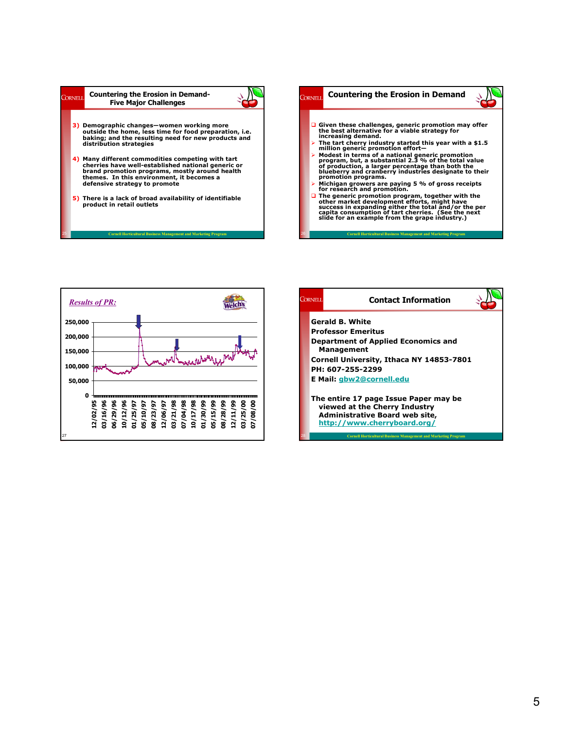## Countering the Erosion in Demand- Five Major Challenges

3) Demographic changes—women working more outside the home, less time for food preparation, i.e. baking; and the resulting need for new products and distribution strategies

4) Many different commodities competing with tart cherries have well-established national generic or brand promotion programs, mostly around health themes. In this environment, it becomes a defensive strategy to promote

5) There is a lack of broad availability of identifiable product in retail outlets

Cornell Horticultural Business Management and Marketing Program

## Countering the Erosion in Demand

- Given these challenges, generic promotion may offer the best alternative for a viable strategy for increasing demand.
  - The tart cherry industry started this year with a $1.5 million generic promotion effort—
  - Modest in terms of a national generic promotion program, but, a substantial 2.3 % of the total value of production, a larger percentage than both the blueberry and cranberry industries designate to their promotion programs.
  - Michigan growers are paying 5 % of gross receipts for research and promotion.
- The generic promotion program, together with the other market development efforts, might have success in expanding either the total and/or the per capita consumption of tart cherries. (See the next slide for an example from the grape industry.)

Cornell Horticultural Business Management and Marketing Program

## Results of PR:

Welch's

250,000
200,000
150,000
100,000
50,000
0

12/02/95
03/16/96
06/29/96
10/12/96
01/25/97
05/10/97
08/23/97
12/06/97
03/21/98
07/04/98
10/17/98
01/30/99
05/15/99
08/28/99
12/11/99
03/25/00
07/08/00

## Contact Information

**Gerald B. White**
**Professor Emeritus**
**Department of Applied Economics and Management**
**Cornell University, Ithaca NY 14853-7801**
**PH: 607-255-2299**
**E Mail: gbw2@cornell.edu**

**The entire 17 page Issue Paper may be viewed at the Cherry Industry Administrative Board web site, http://www.cherryboard.org/**

Cornell Horticultural Business Management and Marketing Program